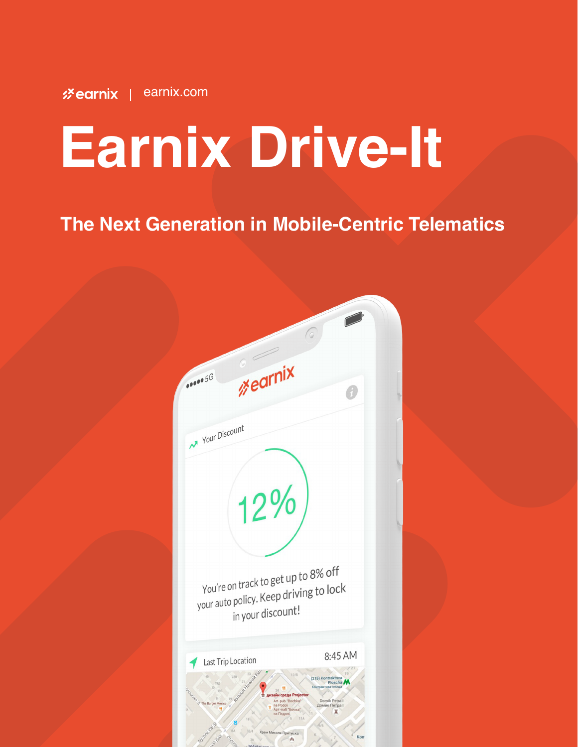earnix | earnix.com

# Earnix Drive-It

## The Next Generation in Mobile-Centric Telematics

Your Discount

12%

You're on track to get up to 8% off your auto policy. Keep driving to lock in your discount!

Last Trip Location 8:45 AM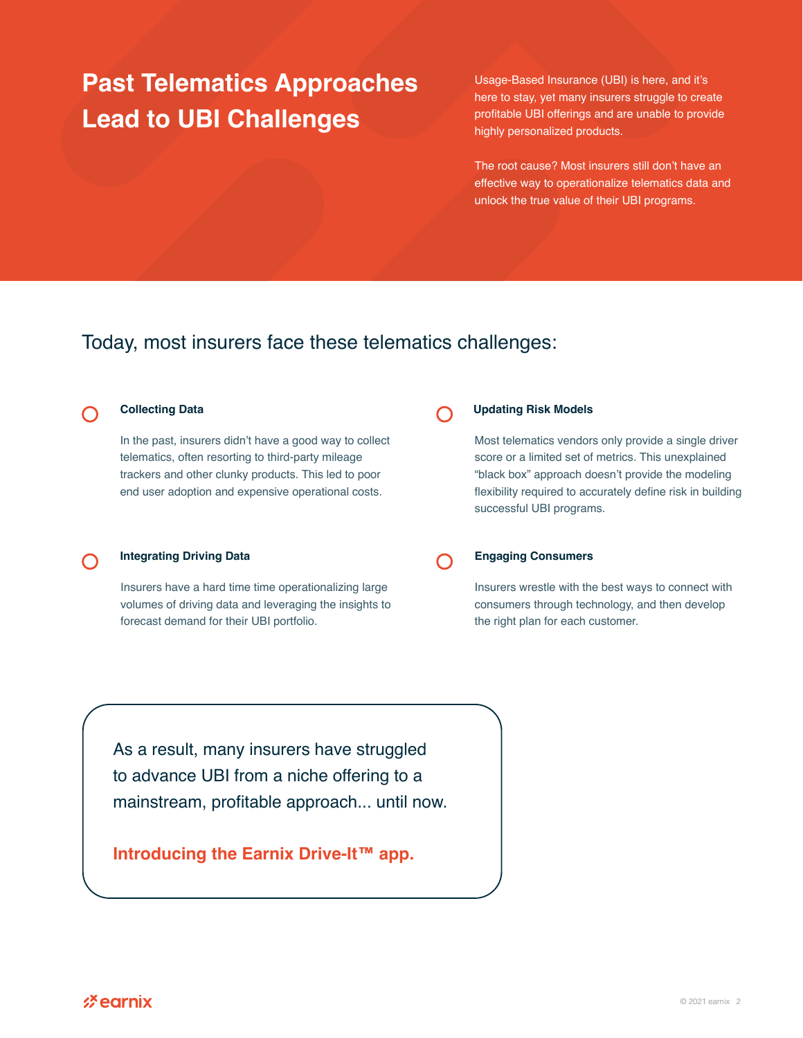# Past Telematics Approaches Lead to UBI Challenges

Usage-Based Insurance (UBI) is here, and it's here to stay, yet many insurers struggle to create profitable UBI offerings and are unable to provide highly personalized products.

The root cause? Most insurers still don't have an effective way to operationalize telematics data and unlock the true value of their UBI programs.

## Today, most insurers face these telematics challenges:

### Collecting Data

In the past, insurers didn't have a good way to collect telematics, often resorting to third-party mileage trackers and other clunky products. This led to poor end user adoption and expensive operational costs.

### Updating Risk Models

Most telematics vendors only provide a single driver score or a limited set of metrics. This unexplained "black box" approach doesn't provide the modeling flexibility required to accurately define risk in building successful UBI programs.

### Integrating Driving Data

Insurers have a hard time time operationalizing large volumes of driving data and leveraging the insights to forecast demand for their UBI portfolio.

### Engaging Consumers

Insurers wrestle with the best ways to connect with consumers through technology, and then develop the right plan for each customer.

As a result, many insurers have struggled to advance UBI from a niche offering to a mainstream, profitable approach... until now.

**Introducing the Earnix Drive-It™ app.**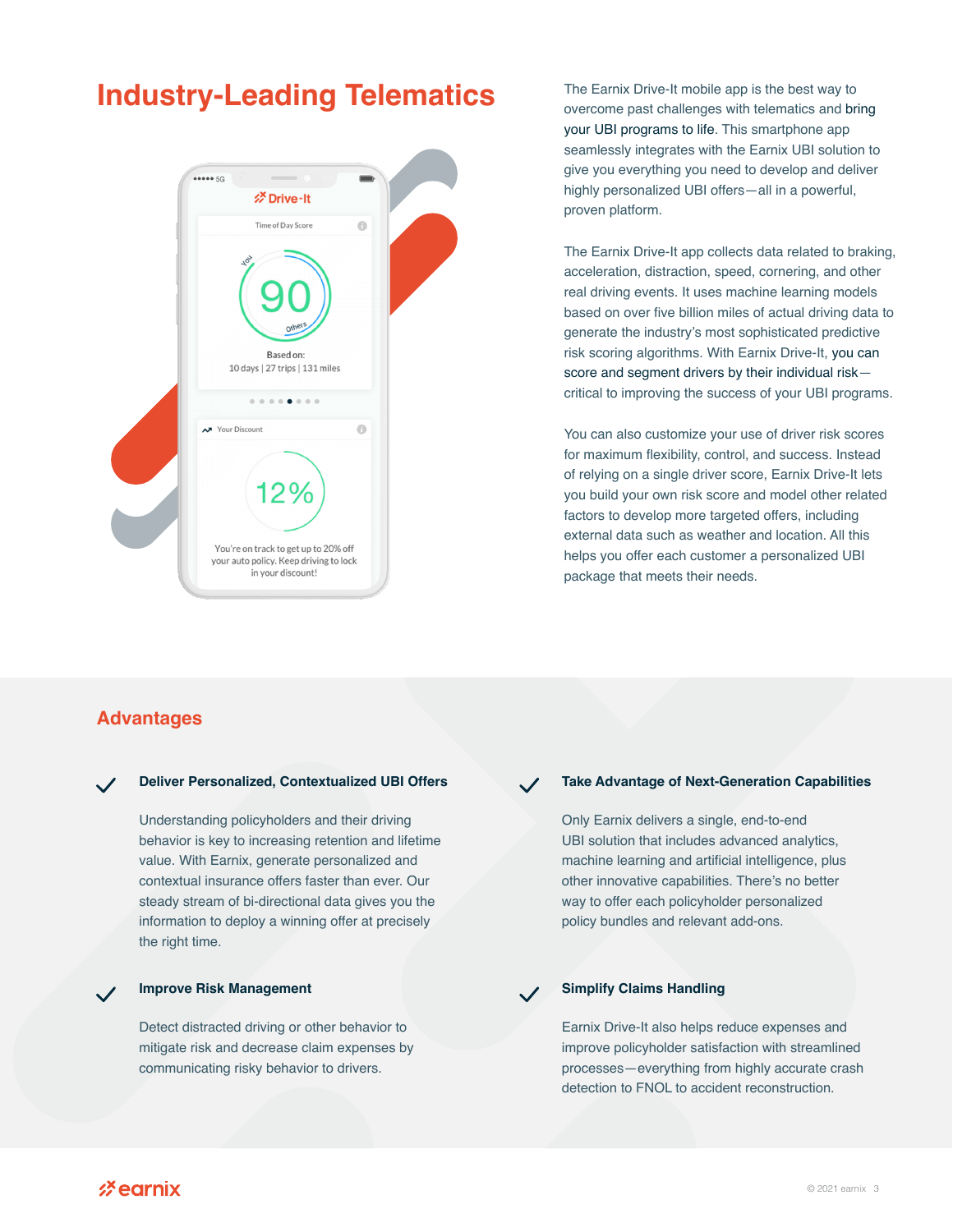# Industry-Leading Telematics

The Earnix Drive-It mobile app is the best way to overcome past challenges with telematics and bring your UBI programs to life. This smartphone app seamlessly integrates with the Earnix UBI solution to give you everything you need to develop and deliver highly personalized UBI offers—all in a powerful, proven platform.

The Earnix Drive-It app collects data related to braking, acceleration, distraction, speed, cornering, and other real driving events. It uses machine learning models based on over five billion miles of actual driving data to generate the industry's most sophisticated predictive risk scoring algorithms. With Earnix Drive-It, you can score and segment drivers by their individual risk—critical to improving the success of your UBI programs.

You can also customize your use of driver risk scores for maximum flexibility, control, and success. Instead of relying on a single driver score, Earnix Drive-It lets you build your own risk score and model other related factors to develop more targeted offers, including external data such as weather and location. All this helps you offer each customer a personalized UBI package that meets their needs.

## Advantages

### Deliver Personalized, Contextualized UBI Offers

Understanding policyholders and their driving behavior is key to increasing retention and lifetime value. With Earnix, generate personalized and contextual insurance offers faster than ever. Our steady stream of bi-directional data gives you the information to deploy a winning offer at precisely the right time.

### Improve Risk Management

Detect distracted driving or other behavior to mitigate risk and decrease claim expenses by communicating risky behavior to drivers.

### Take Advantage of Next-Generation Capabilities

Only Earnix delivers a single, end-to-end UBI solution that includes advanced analytics, machine learning and artificial intelligence, plus other innovative capabilities. There's no better way to offer each policyholder personalized policy bundles and relevant add-ons.

### Simplify Claims Handling

Earnix Drive-It also helps reduce expenses and improve policyholder satisfaction with streamlined processes—everything from highly accurate crash detection to FNOL to accident reconstruction.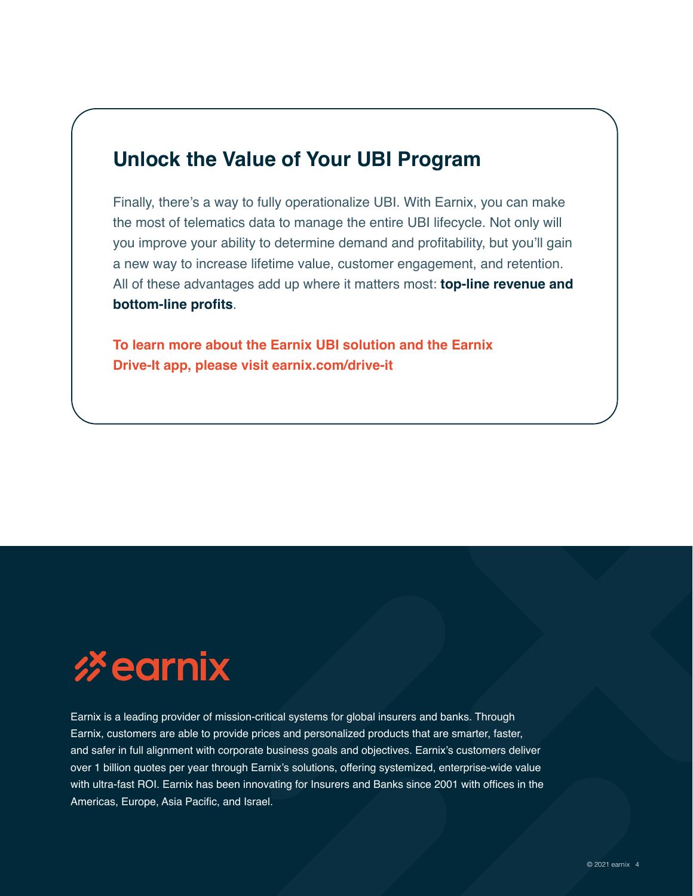## Unlock the Value of Your UBI Program

Finally, there's a way to fully operationalize UBI. With Earnix, you can make the most of telematics data to manage the entire UBI lifecycle. Not only will you improve your ability to determine demand and profitability, but you'll gain a new way to increase lifetime value, customer engagement, and retention. All of these advantages add up where it matters most: **top-line revenue and bottom-line profits**.

**To learn more about the Earnix UBI solution and the Earnix Drive-It app, please visit earnix.com/drive-it**

earnix

Earnix is a leading provider of mission-critical systems for global insurers and banks. Through Earnix, customers are able to provide prices and personalized products that are smarter, faster, and safer in full alignment with corporate business goals and objectives. Earnix's customers deliver over 1 billion quotes per year through Earnix's solutions, offering systemized, enterprise-wide value with ultra-fast ROI. Earnix has been innovating for Insurers and Banks since 2001 with offices in the Americas, Europe, Asia Pacific, and Israel.

© 2021 earnix